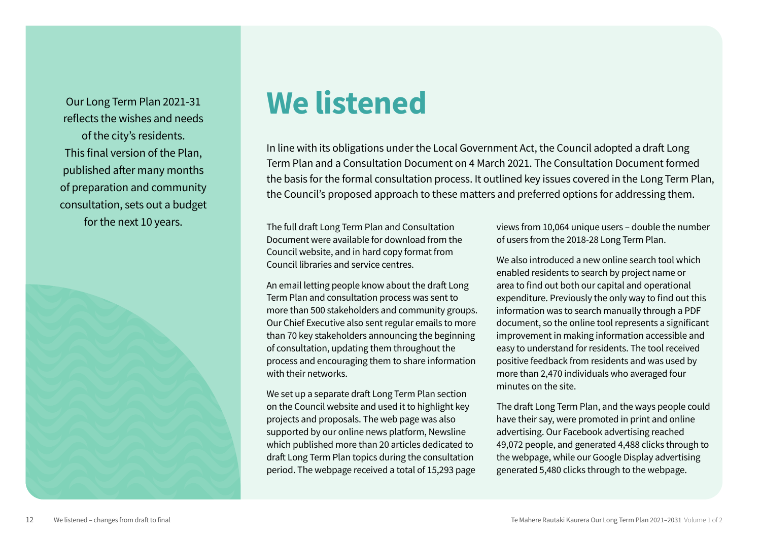Our Long Term Plan 2021-31 reflects the wishes and needs of the city's residents. This final version of the Plan, published after many months of preparation and community consultation, sets out a budget for the next 10 years.

# We listened

In line with its obligations under the Local Government Act, the Council adopted a draft Long Term Plan and a Consultation Document on 4 March 2021. The Consultation Document formed the basis for the formal consultation process. It outlined key issues covered in the Long Term Plan, the Council's proposed approach to these matters and preferred options for addressing them.

The full draft Long Term Plan and Consultation Document were available for download from the Council website, and in hard copy format from Council libraries and service centres.

An email letting people know about the draft Long Term Plan and consultation process was sent to more than 500 stakeholders and community groups. Our Chief Executive also sent regular emails to more than 70 key stakeholders announcing the beginning of consultation, updating them throughout the process and encouraging them to share information with their networks.

We set up a separate draft Long Term Plan section on the Council website and used it to highlight key projects and proposals. The web page was also supported by our online news platform, Newsline which published more than 20 articles dedicated to draft Long Term Plan topics during the consultation period. The webpage received a total of 15,293 page views from 10,064 unique users – double the number of users from the 2018-28 Long Term Plan.

We also introduced a new online search tool which enabled residents to search by project name or area to find out both our capital and operational expenditure. Previously the only way to find out this information was to search manually through a PDF document, so the online tool represents a significant improvement in making information accessible and easy to understand for residents. The tool received positive feedback from residents and was used by more than 2,470 individuals who averaged four minutes on the site.

The draft Long Term Plan, and the ways people could have their say, were promoted in print and online advertising. Our Facebook advertising reached 49,072 people, and generated 4,488 clicks through to the webpage, while our Google Display advertising generated 5,480 clicks through to the webpage.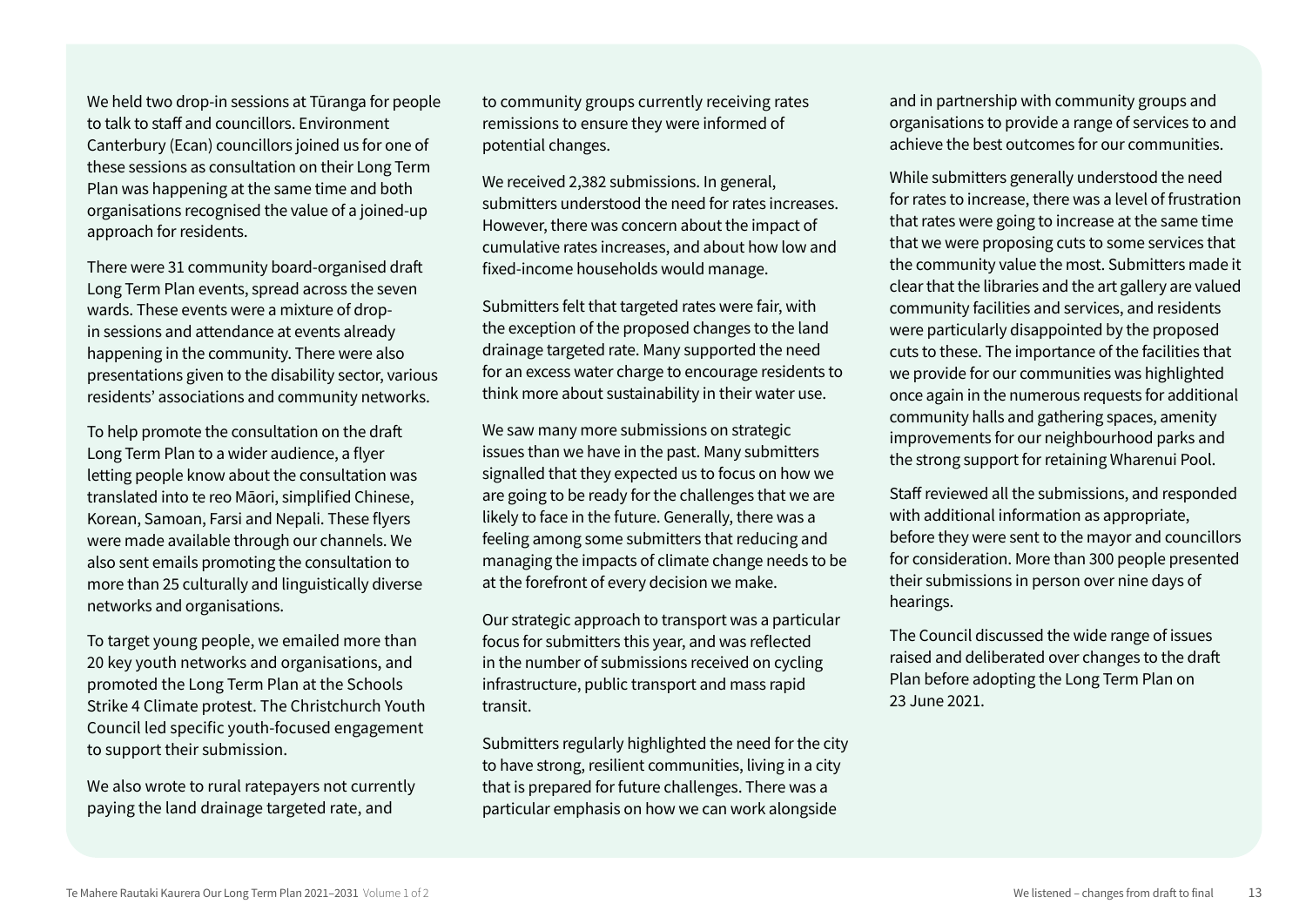We held two drop-in sessions at Tūranga for people to talk to staff and councillors. Environment Canterbury (Ecan) councillors joined us for one of these sessions as consultation on their Long Term Plan was happening at the same time and both organisations recognised the value of a joined-up approach for residents.

There were 31 community board-organised draft Long Term Plan events, spread across the seven wards. These events were a mixture of drop-in sessions and attendance at events already happening in the community. There were also presentations given to the disability sector, various residents' associations and community networks.

To help promote the consultation on the draft Long Term Plan to a wider audience, a flyer letting people know about the consultation was translated into te reo Māori, simplified Chinese, Korean, Samoan, Farsi and Nepali. These flyers were made available through our channels. We also sent emails promoting the consultation to more than 25 culturally and linguistically diverse networks and organisations.

To target young people, we emailed more than 20 key youth networks and organisations, and promoted the Long Term Plan at the Schools Strike 4 Climate protest. The Christchurch Youth Council led specific youth-focused engagement to support their submission.

We also wrote to rural ratepayers not currently paying the land drainage targeted rate, and to community groups currently receiving rates remissions to ensure they were informed of potential changes.

We received 2,382 submissions. In general, submitters understood the need for rates increases. However, there was concern about the impact of cumulative rates increases, and about how low and fixed-income households would manage.

Submitters felt that targeted rates were fair, with the exception of the proposed changes to the land drainage targeted rate. Many supported the need for an excess water charge to encourage residents to think more about sustainability in their water use.

We saw many more submissions on strategic issues than we have in the past. Many submitters signalled that they expected us to focus on how we are going to be ready for the challenges that we are likely to face in the future. Generally, there was a feeling among some submitters that reducing and managing the impacts of climate change needs to be at the forefront of every decision we make.

Our strategic approach to transport was a particular focus for submitters this year, and was reflected in the number of submissions received on cycling infrastructure, public transport and mass rapid transit.

Submitters regularly highlighted the need for the city to have strong, resilient communities, living in a city that is prepared for future challenges. There was a particular emphasis on how we can work alongside and in partnership with community groups and organisations to provide a range of services to and achieve the best outcomes for our communities.

While submitters generally understood the need for rates to increase, there was a level of frustration that rates were going to increase at the same time that we were proposing cuts to some services that the community value the most. Submitters made it clear that the libraries and the art gallery are valued community facilities and services, and residents were particularly disappointed by the proposed cuts to these. The importance of the facilities that we provide for our communities was highlighted once again in the numerous requests for additional community halls and gathering spaces, amenity improvements for our neighbourhood parks and the strong support for retaining Wharenui Pool.

Staff reviewed all the submissions, and responded with additional information as appropriate, before they were sent to the mayor and councillors for consideration. More than 300 people presented their submissions in person over nine days of hearings.

The Council discussed the wide range of issues raised and deliberated over changes to the draft Plan before adopting the Long Term Plan on 23 June 2021.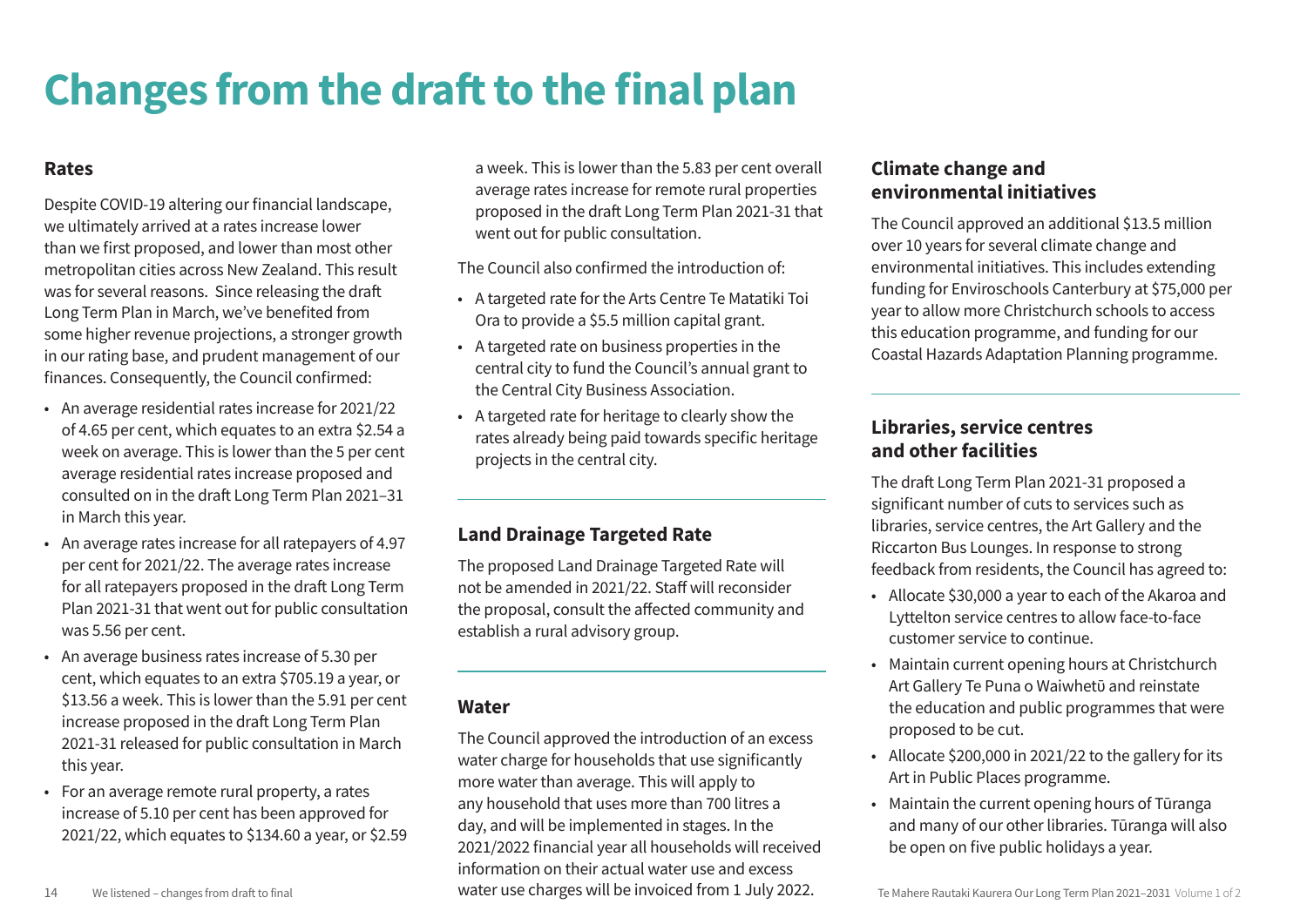# Changes from the draft to the final plan

## Rates

Despite COVID-19 altering our financial landscape, we ultimately arrived at a rates increase lower than we first proposed, and lower than most other metropolitan cities across New Zealand. This result was for several reasons. Since releasing the draft Long Term Plan in March, we've benefited from some higher revenue projections, a stronger growth in our rating base, and prudent management of our finances. Consequently, the Council confirmed:

- An average residential rates increase for 2021/22 of 4.65 per cent, which equates to an extra $2.54 a week on average. This is lower than the 5 per cent average residential rates increase proposed and consulted on in the draft Long Term Plan 2021–31 in March this year.
- An average rates increase for all ratepayers of 4.97 per cent for 2021/22. The average rates increase for all ratepayers proposed in the draft Long Term Plan 2021-31 that went out for public consultation was 5.56 per cent.
- An average business rates increase of 5.30 per cent, which equates to an extra $705.19 a year, or $13.56 a week. This is lower than the 5.91 per cent increase proposed in the draft Long Term Plan 2021-31 released for public consultation in March this year.
- For an average remote rural property, a rates increase of 5.10 per cent has been approved for 2021/22, which equates to $134.60 a year, or $2.59 a week. This is lower than the 5.83 per cent overall average rates increase for remote rural properties proposed in the draft Long Term Plan 2021-31 that went out for public consultation.

The Council also confirmed the introduction of:

- A targeted rate for the Arts Centre Te Matatiki Toi Ora to provide a $5.5 million capital grant.
- A targeted rate on business properties in the central city to fund the Council's annual grant to the Central City Business Association.
- A targeted rate for heritage to clearly show the rates already being paid towards specific heritage projects in the central city.

## Land Drainage Targeted Rate

The proposed Land Drainage Targeted Rate will not be amended in 2021/22. Staff will reconsider the proposal, consult the affected community and establish a rural advisory group.

## Water

The Council approved the introduction of an excess water charge for households that use significantly more water than average. This will apply to any household that uses more than 700 litres a day, and will be implemented in stages. In the 2021/2022 financial year all households will received information on their actual water use and excess water use charges will be invoiced from 1 July 2022.

## Climate change and environmental initiatives

The Council approved an additional $13.5 million over 10 years for several climate change and environmental initiatives. This includes extending funding for Enviroschools Canterbury at $75,000 per year to allow more Christchurch schools to access this education programme, and funding for our Coastal Hazards Adaptation Planning programme.

## Libraries, service centres and other facilities

The draft Long Term Plan 2021-31 proposed a significant number of cuts to services such as libraries, service centres, the Art Gallery and the Riccarton Bus Lounges. In response to strong feedback from residents, the Council has agreed to:

- Allocate $30,000 a year to each of the Akaroa and Lyttelton service centres to allow face-to-face customer service to continue.
- Maintain current opening hours at Christchurch Art Gallery Te Puna o Waiwhetū and reinstate the education and public programmes that were proposed to be cut.
- Allocate $200,000 in 2021/22 to the gallery for its Art in Public Places programme.
- Maintain the current opening hours of Tūranga and many of our other libraries. Tūranga will also be open on five public holidays a year.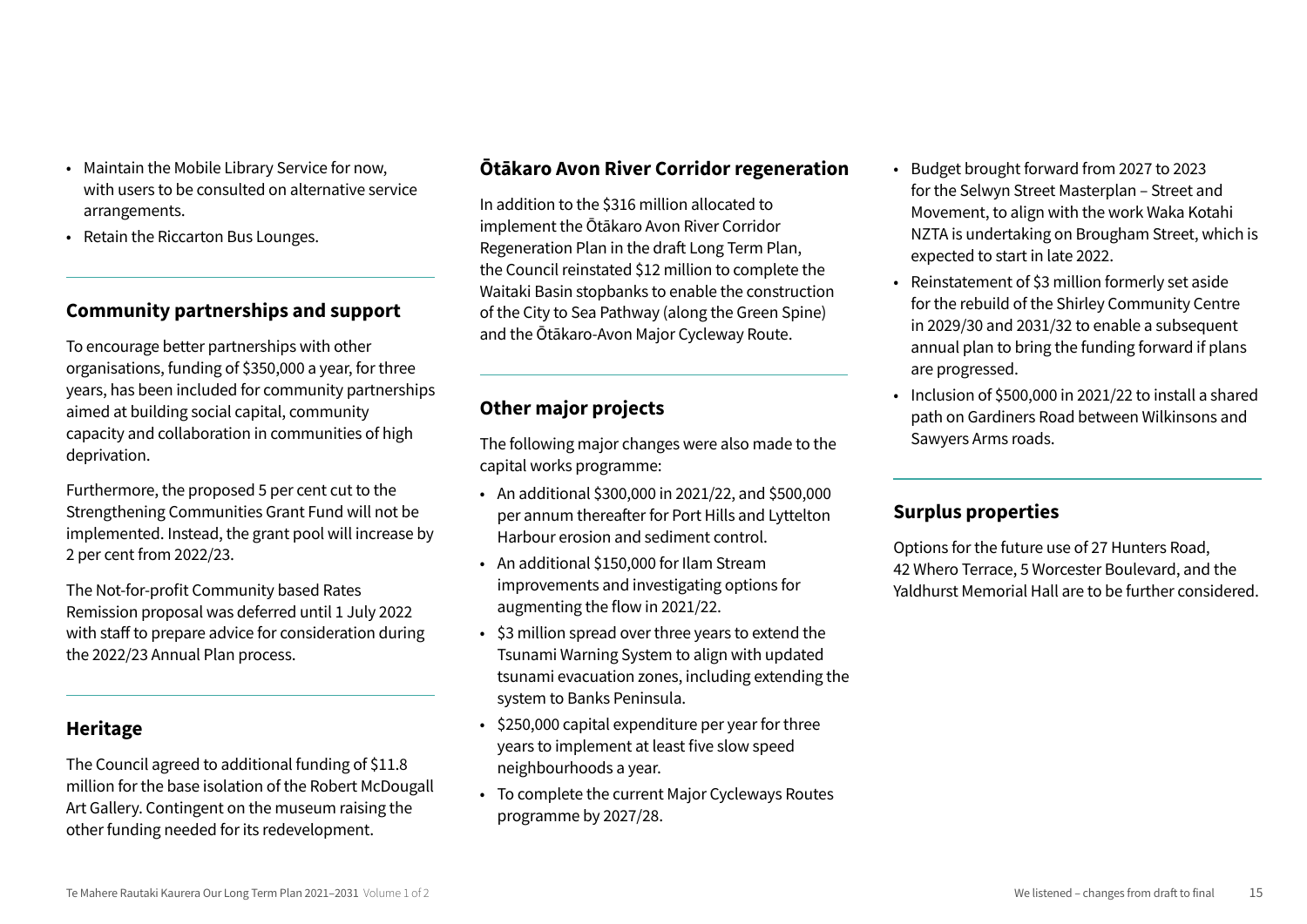- Maintain the Mobile Library Service for now, with users to be consulted on alternative service arrangements.
- Retain the Riccarton Bus Lounges.

### Community partnerships and support

To encourage better partnerships with other organisations, funding of $350,000 a year, for three years, has been included for community partnerships aimed at building social capital, community capacity and collaboration in communities of high deprivation.

Furthermore, the proposed 5 per cent cut to the Strengthening Communities Grant Fund will not be implemented. Instead, the grant pool will increase by 2 per cent from 2022/23.

The Not-for-profit Community based Rates Remission proposal was deferred until 1 July 2022 with staff to prepare advice for consideration during the 2022/23 Annual Plan process.

### Heritage

The Council agreed to additional funding of $11.8 million for the base isolation of the Robert McDougall Art Gallery. Contingent on the museum raising the other funding needed for its redevelopment.

### Ōtākaro Avon River Corridor regeneration

In addition to the $316 million allocated to implement the Ōtākaro Avon River Corridor Regeneration Plan in the draft Long Term Plan, the Council reinstated $12 million to complete the Waitaki Basin stopbanks to enable the construction of the City to Sea Pathway (along the Green Spine) and the Ōtākaro-Avon Major Cycleway Route.

### Other major projects

The following major changes were also made to the capital works programme:

- An additional $300,000 in 2021/22, and $500,000 per annum thereafter for Port Hills and Lyttelton Harbour erosion and sediment control.
- An additional $150,000 for Ilam Stream improvements and investigating options for augmenting the flow in 2021/22.
- $3 million spread over three years to extend the Tsunami Warning System to align with updated tsunami evacuation zones, including extending the system to Banks Peninsula.
- $250,000 capital expenditure per year for three years to implement at least five slow speed neighbourhoods a year.
- To complete the current Major Cycleways Routes programme by 2027/28.
- Budget brought forward from 2027 to 2023 for the Selwyn Street Masterplan – Street and Movement, to align with the work Waka Kotahi NZTA is undertaking on Brougham Street, which is expected to start in late 2022.
- Reinstatement of $3 million formerly set aside for the rebuild of the Shirley Community Centre in 2029/30 and 2031/32 to enable a subsequent annual plan to bring the funding forward if plans are progressed.
- Inclusion of $500,000 in 2021/22 to install a shared path on Gardiners Road between Wilkinsons and Sawyers Arms roads.

### Surplus properties

Options for the future use of 27 Hunters Road, 42 Whero Terrace, 5 Worcester Boulevard, and the Yaldhurst Memorial Hall are to be further considered.